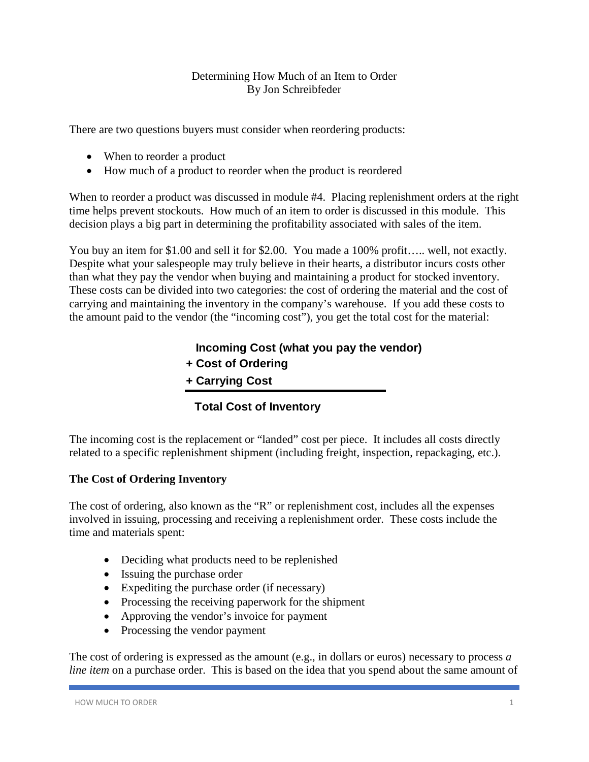# Determining How Much of an Item to Order
By Jon Schreibfeder

There are two questions buyers must consider when reordering products:

- When to reorder a product
- How much of a product to reorder when the product is reordered

When to reorder a product was discussed in module #4. Placing replenishment orders at the right time helps prevent stockouts. How much of an item to order is discussed in this module. This decision plays a big part in determining the profitability associated with sales of the item.

You buy an item for $1.00 and sell it for $2.00. You made a 100% profit….. well, not exactly. Despite what your salespeople may truly believe in their hearts, a distributor incurs costs other than what they pay the vendor when buying and maintaining a product for stocked inventory. These costs can be divided into two categories: the cost of ordering the material and the cost of carrying and maintaining the inventory in the company's warehouse. If you add these costs to the amount paid to the vendor (the "incoming cost"), you get the total cost for the material:

**Incoming Cost (what you pay the vendor)**
**+ Cost of Ordering**
**+ Carrying Cost**

---

**Total Cost of Inventory**

The incoming cost is the replacement or "landed" cost per piece. It includes all costs directly related to a specific replenishment shipment (including freight, inspection, repackaging, etc.).

**The Cost of Ordering Inventory**

The cost of ordering, also known as the "R" or replenishment cost, includes all the expenses involved in issuing, processing and receiving a replenishment order. These costs include the time and materials spent:

- Deciding what products need to be replenished
- Issuing the purchase order
- Expediting the purchase order (if necessary)
- Processing the receiving paperwork for the shipment
- Approving the vendor's invoice for payment
- Processing the vendor payment

The cost of ordering is expressed as the amount (e.g., in dollars or euros) necessary to process *a line item* on a purchase order. This is based on the idea that you spend about the same amount of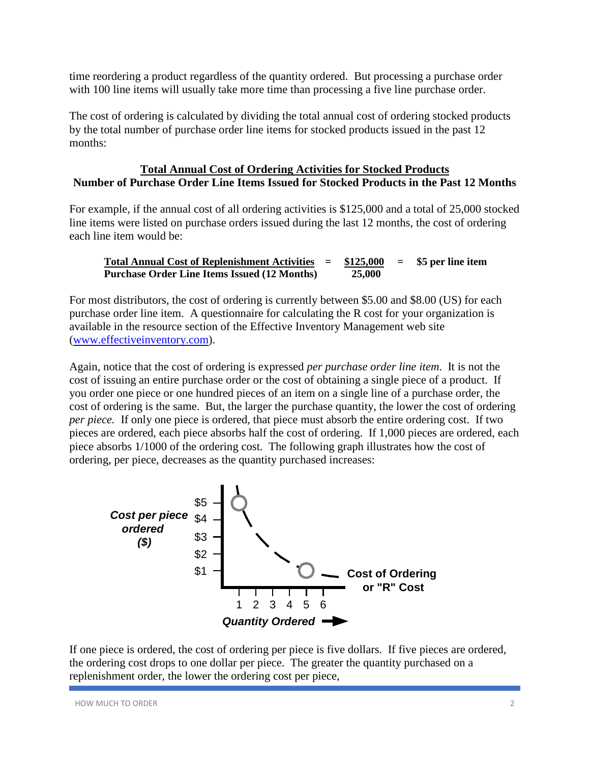time reordering a product regardless of the quantity ordered. But processing a purchase order with 100 line items will usually take more time than processing a five line purchase order.

The cost of ordering is calculated by dividing the total annual cost of ordering stocked products by the total number of purchase order line items for stocked products issued in the past 12 months:

$$\frac{\textbf{Total Annual Cost of Ordering Activities for Stocked Products}}{\textbf{Number of Purchase Order Line Items Issued for Stocked Products in the Past 12 Months}}$$

For example, if the annual cost of all ordering activities is \$125,000 and a total of 25,000 stocked line items were listed on purchase orders issued during the last 12 months, the cost of ordering each line item would be:

$$\frac{\textbf{Total Annual Cost of Replenishment Activities}}{\textbf{Purchase Order Line Items Issued (12 Months)}} = \frac{\$125{,}000}{25{,}000} = \textbf{\$5 per line item}$$

For most distributors, the cost of ordering is currently between \$5.00 and \$8.00 (US) for each purchase order line item. A questionnaire for calculating the R cost for your organization is available in the resource section of the Effective Inventory Management web site (www.effectiveinventory.com).

Again, notice that the cost of ordering is expressed *per purchase order line item*. It is not the cost of issuing an entire purchase order or the cost of obtaining a single piece of a product. If you order one piece or one hundred pieces of an item on a single line of a purchase order, the cost of ordering is the same. But, the larger the purchase quantity, the lower the cost of ordering *per piece.* If only one piece is ordered, that piece must absorb the entire ordering cost. If two pieces are ordered, each piece absorbs half the cost of ordering. If 1,000 pieces are ordered, each piece absorbs 1/1000 of the ordering cost. The following graph illustrates how the cost of ordering, per piece, decreases as the quantity purchased increases:

If one piece is ordered, the cost of ordering per piece is five dollars. If five pieces are ordered, the ordering cost drops to one dollar per piece. The greater the quantity purchased on a replenishment order, the lower the ordering cost per piece,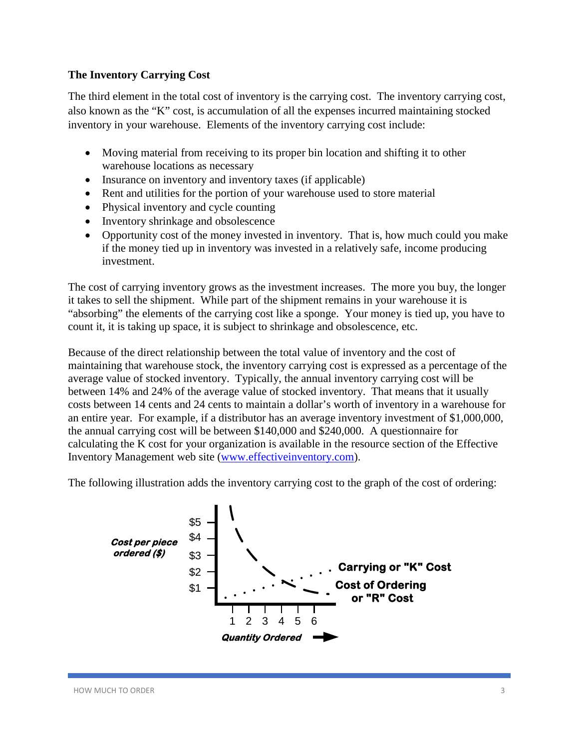**The Inventory Carrying Cost**

The third element in the total cost of inventory is the carrying cost. The inventory carrying cost, also known as the "K" cost, is accumulation of all the expenses incurred maintaining stocked inventory in your warehouse. Elements of the inventory carrying cost include:

- Moving material from receiving to its proper bin location and shifting it to other warehouse locations as necessary
- Insurance on inventory and inventory taxes (if applicable)
- Rent and utilities for the portion of your warehouse used to store material
- Physical inventory and cycle counting
- Inventory shrinkage and obsolescence
- Opportunity cost of the money invested in inventory. That is, how much could you make if the money tied up in inventory was invested in a relatively safe, income producing investment.

The cost of carrying inventory grows as the investment increases. The more you buy, the longer it takes to sell the shipment. While part of the shipment remains in your warehouse it is "absorbing" the elements of the carrying cost like a sponge. Your money is tied up, you have to count it, it is taking up space, it is subject to shrinkage and obsolescence, etc.

Because of the direct relationship between the total value of inventory and the cost of maintaining that warehouse stock, the inventory carrying cost is expressed as a percentage of the average value of stocked inventory. Typically, the annual inventory carrying cost will be between 14% and 24% of the average value of stocked inventory. That means that it usually costs between 14 cents and 24 cents to maintain a dollar's worth of inventory in a warehouse for an entire year. For example, if a distributor has an average inventory investment of $1,000,000, the annual carrying cost will be between $140,000 and $240,000. A questionnaire for calculating the K cost for your organization is available in the resource section of the Effective Inventory Management web site (www.effectiveinventory.com).

The following illustration adds the inventory carrying cost to the graph of the cost of ordering:

*Cost per piece ordered ($)*: $5, $4, $3, $2, $1

Carrying or "K" Cost

Cost of Ordering or "R" Cost

1 2 3 4 5 6

*Quantity Ordered* ➡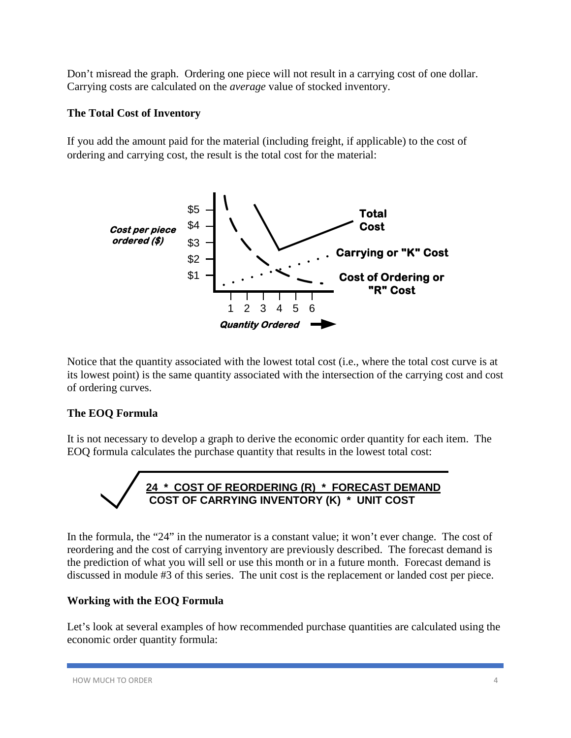Don't misread the graph. Ordering one piece will not result in a carrying cost of one dollar. Carrying costs are calculated on the *average* value of stocked inventory.

**The Total Cost of Inventory**

If you add the amount paid for the material (including freight, if applicable) to the cost of ordering and carrying cost, the result is the total cost for the material:

Notice that the quantity associated with the lowest total cost (i.e., where the total cost curve is at its lowest point) is the same quantity associated with the intersection of the carrying cost and cost of ordering curves.

**The EOQ Formula**

It is not necessary to develop a graph to derive the economic order quantity for each item. The EOQ formula calculates the purchase quantity that results in the lowest total cost:

$$\sqrt{\frac{24 \ * \ \text{COST OF REORDERING (R)} \ * \ \text{FORECAST DEMAND}}{\text{COST OF CARRYING INVENTORY (K)} \ * \ \text{UNIT COST}}}$$

In the formula, the "24" in the numerator is a constant value; it won't ever change. The cost of reordering and the cost of carrying inventory are previously described. The forecast demand is the prediction of what you will sell or use this month or in a future month. Forecast demand is discussed in module #3 of this series. The unit cost is the replacement or landed cost per piece.

**Working with the EOQ Formula**

Let's look at several examples of how recommended purchase quantities are calculated using the economic order quantity formula: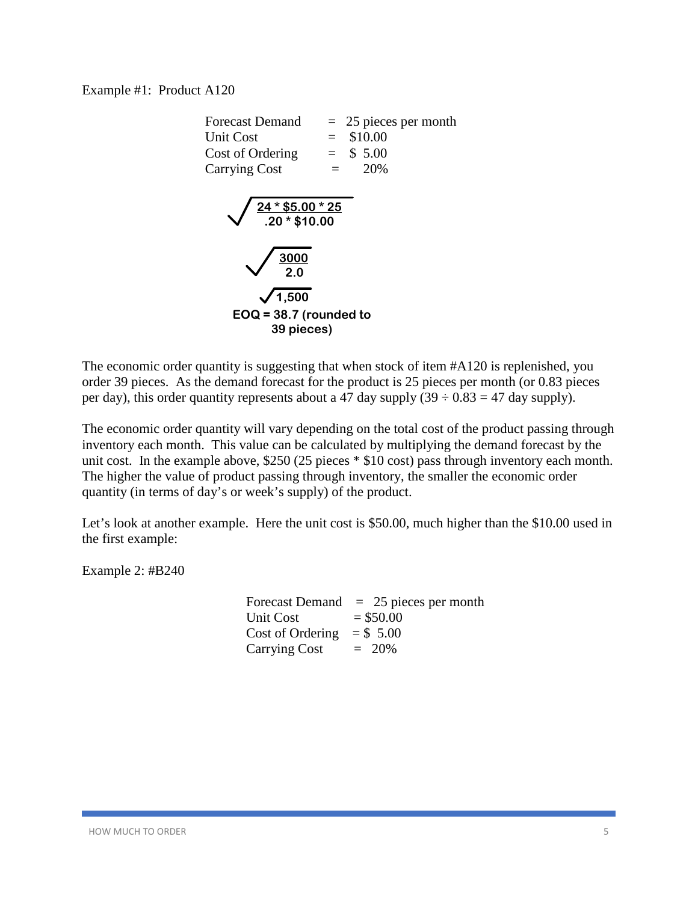Example #1: Product A120

Forecast Demand = 25 pieces per month
Unit Cost = \$10.00
Cost of Ordering = \$ 5.00
Carrying Cost = 20%

$$\sqrt{\frac{24 * \$5.00 * 25}{.20 * \$10.00}}$$

$$\sqrt{\frac{3000}{2.0}}$$

$$\sqrt{1{,}500}$$

**EQ = 38.7 (rounded to 39 pieces)**

The economic order quantity is suggesting that when stock of item #A120 is replenished, you order 39 pieces. As the demand forecast for the product is 25 pieces per month (or 0.83 pieces per day), this order quantity represents about a 47 day supply (39 ÷ 0.83 = 47 day supply).

The economic order quantity will vary depending on the total cost of the product passing through inventory each month. This value can be calculated by multiplying the demand forecast by the unit cost. In the example above, \$250 (25 pieces * \$10 cost) pass through inventory each month. The higher the value of product passing through inventory, the smaller the economic order quantity (in terms of day's or week's supply) of the product.

Let's look at another example. Here the unit cost is \$50.00, much higher than the \$10.00 used in the first example:

Example 2: #B240

Forecast Demand = 25 pieces per month
Unit Cost = \$50.00
Cost of Ordering = \$ 5.00
Carrying Cost = 20%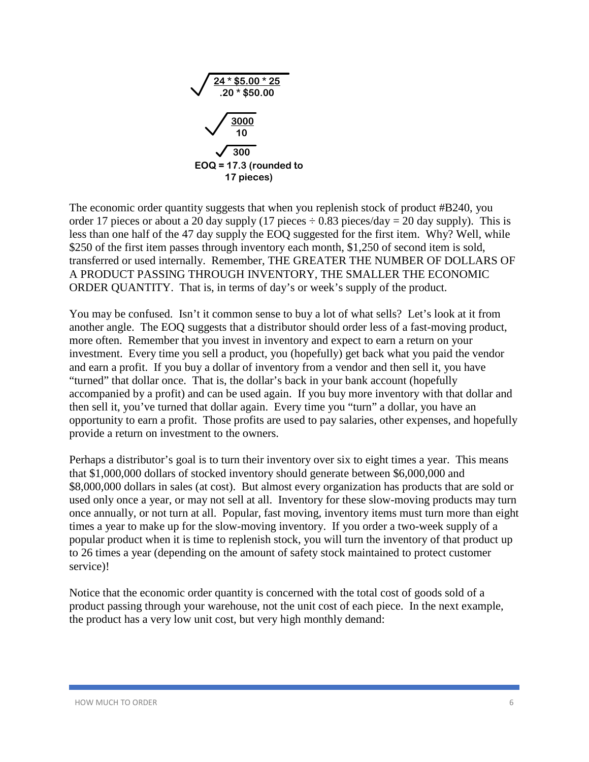$$\sqrt{\frac{24 * \$5.00 * 25}{.20 * \$50.00}}$$

$$\sqrt{\frac{3000}{10}}$$

$$\sqrt{300}$$

**EOQ = 17.3 (rounded to 17 pieces)**

The economic order quantity suggests that when you replenish stock of product #B240, you order 17 pieces or about a 20 day supply (17 pieces ÷ 0.83 pieces/day = 20 day supply). This is less than one half of the 47 day supply the EOQ suggested for the first item. Why? Well, while $250 of the first item passes through inventory each month, $1,250 of second item is sold, transferred or used internally. Remember, THE GREATER THE NUMBER OF DOLLARS OF A PRODUCT PASSING THROUGH INVENTORY, THE SMALLER THE ECONOMIC ORDER QUANTITY. That is, in terms of day's or week's supply of the product.

You may be confused. Isn't it common sense to buy a lot of what sells? Let's look at it from another angle. The EOQ suggests that a distributor should order less of a fast-moving product, more often. Remember that you invest in inventory and expect to earn a return on your investment. Every time you sell a product, you (hopefully) get back what you paid the vendor and earn a profit. If you buy a dollar of inventory from a vendor and then sell it, you have "turned" that dollar once. That is, the dollar's back in your bank account (hopefully accompanied by a profit) and can be used again. If you buy more inventory with that dollar and then sell it, you've turned that dollar again. Every time you "turn" a dollar, you have an opportunity to earn a profit. Those profits are used to pay salaries, other expenses, and hopefully provide a return on investment to the owners.

Perhaps a distributor's goal is to turn their inventory over six to eight times a year. This means that $1,000,000 dollars of stocked inventory should generate between $6,000,000 and $8,000,000 dollars in sales (at cost). But almost every organization has products that are sold or used only once a year, or may not sell at all. Inventory for these slow-moving products may turn once annually, or not turn at all. Popular, fast moving, inventory items must turn more than eight times a year to make up for the slow-moving inventory. If you order a two-week supply of a popular product when it is time to replenish stock, you will turn the inventory of that product up to 26 times a year (depending on the amount of safety stock maintained to protect customer service)!

Notice that the economic order quantity is concerned with the total cost of goods sold of a product passing through your warehouse, not the unit cost of each piece. In the next example, the product has a very low unit cost, but very high monthly demand: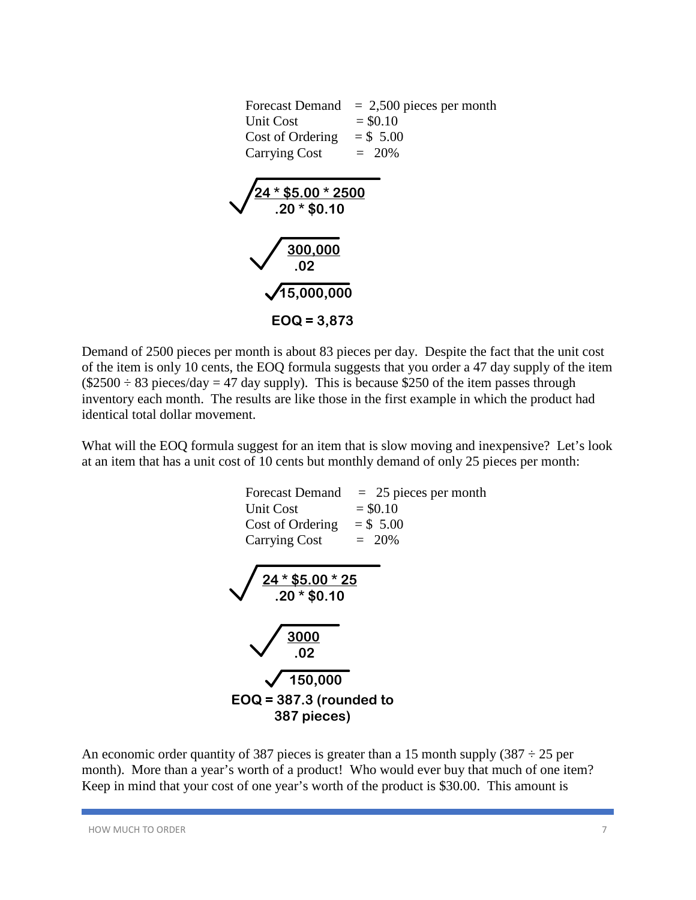Forecast Demand = 2,500 pieces per month
Unit Cost = $0.10
Cost of Ordering = $ 5.00
Carrying Cost = 20%

$$\sqrt{\frac{24 * \$5.00 * 2500}{.20 * \$0.10}}$$

$$\sqrt{\frac{300{,}000}{.02}}$$

$$\sqrt{15{,}000{,}000}$$

**EOQ = 3,873**

Demand of 2500 pieces per month is about 83 pieces per day. Despite the fact that the unit cost of the item is only 10 cents, the EOQ formula suggests that you order a 47 day supply of the item ($2500 ÷ 83 pieces/day = 47 day supply). This is because $250 of the item passes through inventory each month. The results are like those in the first example in which the product had identical total dollar movement.

What will the EOQ formula suggest for an item that is slow moving and inexpensive? Let's look at an item that has a unit cost of 10 cents but monthly demand of only 25 pieces per month:

Forecast Demand = 25 pieces per month
Unit Cost = $0.10
Cost of Ordering = $ 5.00
Carrying Cost = 20%

$$\sqrt{\frac{24 * \$5.00 * 25}{.20 * \$0.10}}$$

$$\sqrt{\frac{3000}{.02}}$$

$$\sqrt{150{,}000}$$

**EOQ = 387.3 (rounded to 387 pieces)**

An economic order quantity of 387 pieces is greater than a 15 month supply (387 ÷ 25 per month). More than a year's worth of a product! Who would ever buy that much of one item? Keep in mind that your cost of one year's worth of the product is $30.00. This amount is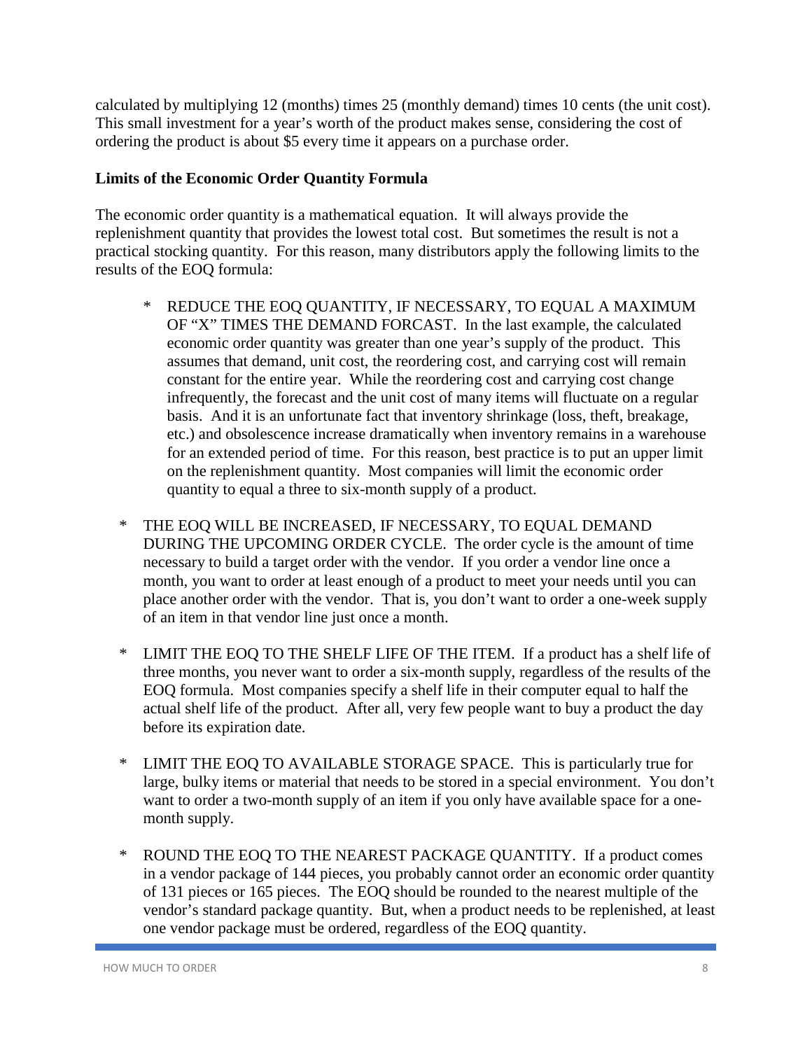calculated by multiplying 12 (months) times 25 (monthly demand) times 10 cents (the unit cost). This small investment for a year's worth of the product makes sense, considering the cost of ordering the product is about $5 every time it appears on a purchase order.

**Limits of the Economic Order Quantity Formula**

The economic order quantity is a mathematical equation. It will always provide the replenishment quantity that provides the lowest total cost. But sometimes the result is not a practical stocking quantity. For this reason, many distributors apply the following limits to the results of the EOQ formula:

- REDUCE THE EOQ QUANTITY, IF NECESSARY, TO EQUAL A MAXIMUM OF "X" TIMES THE DEMAND FORCAST. In the last example, the calculated economic order quantity was greater than one year's supply of the product. This assumes that demand, unit cost, the reordering cost, and carrying cost will remain constant for the entire year. While the reordering cost and carrying cost change infrequently, the forecast and the unit cost of many items will fluctuate on a regular basis. And it is an unfortunate fact that inventory shrinkage (loss, theft, breakage, etc.) and obsolescence increase dramatically when inventory remains in a warehouse for an extended period of time. For this reason, best practice is to put an upper limit on the replenishment quantity. Most companies will limit the economic order quantity to equal a three to six-month supply of a product.

- THE EOQ WILL BE INCREASED, IF NECESSARY, TO EQUAL DEMAND DURING THE UPCOMING ORDER CYCLE. The order cycle is the amount of time necessary to build a target order with the vendor. If you order a vendor line once a month, you want to order at least enough of a product to meet your needs until you can place another order with the vendor. That is, you don't want to order a one-week supply of an item in that vendor line just once a month.

- LIMIT THE EOQ TO THE SHELF LIFE OF THE ITEM. If a product has a shelf life of three months, you never want to order a six-month supply, regardless of the results of the EOQ formula. Most companies specify a shelf life in their computer equal to half the actual shelf life of the product. After all, very few people want to buy a product the day before its expiration date.

- LIMIT THE EOQ TO AVAILABLE STORAGE SPACE. This is particularly true for large, bulky items or material that needs to be stored in a special environment. You don't want to order a two-month supply of an item if you only have available space for a one-month supply.

- ROUND THE EOQ TO THE NEAREST PACKAGE QUANTITY. If a product comes in a vendor package of 144 pieces, you probably cannot order an economic order quantity of 131 pieces or 165 pieces. The EOQ should be rounded to the nearest multiple of the vendor's standard package quantity. But, when a product needs to be replenished, at least one vendor package must be ordered, regardless of the EOQ quantity.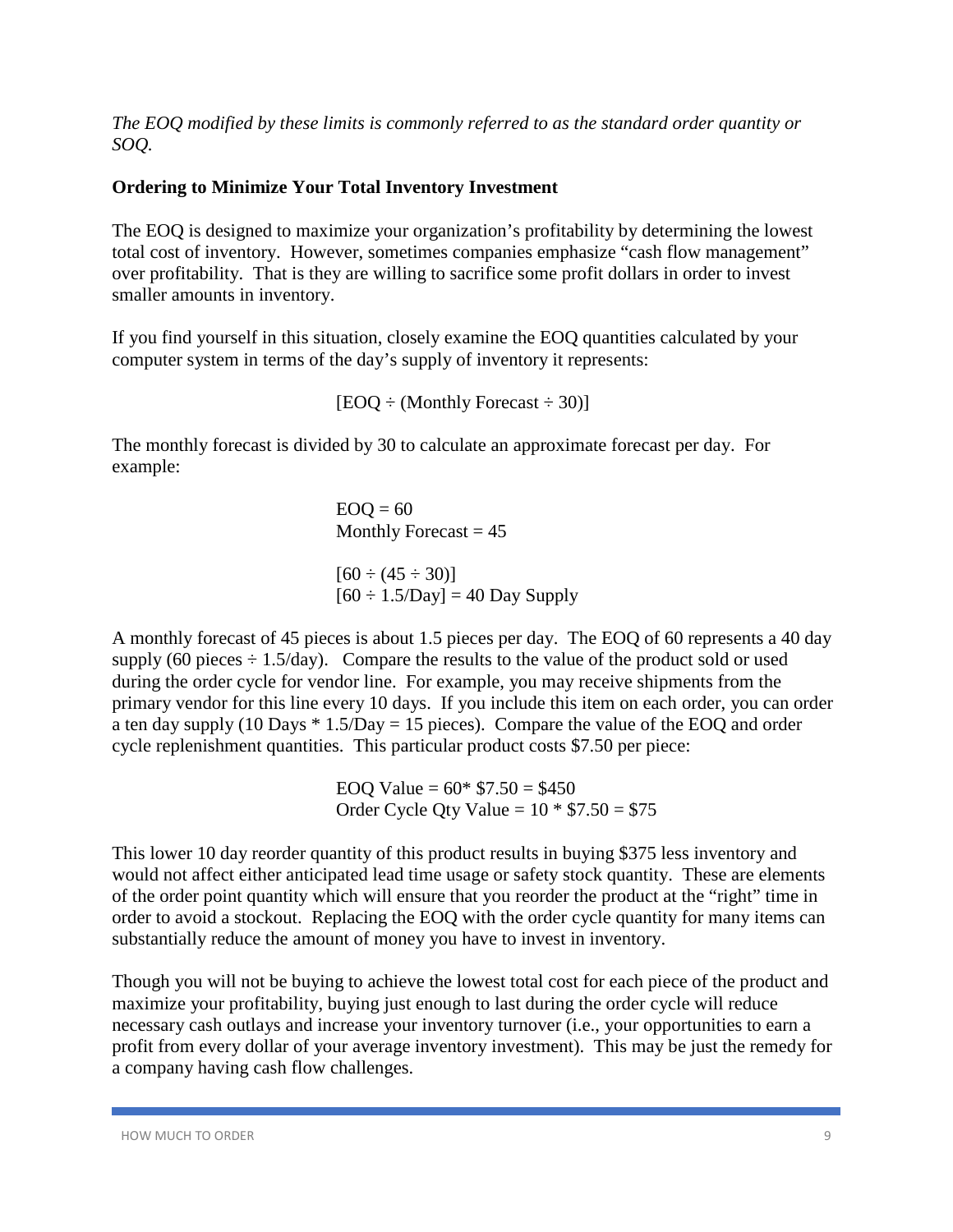*The EOQ modified by these limits is commonly referred to as the standard order quantity or SOQ.*

**Ordering to Minimize Your Total Inventory Investment**

The EOQ is designed to maximize your organization's profitability by determining the lowest total cost of inventory. However, sometimes companies emphasize "cash flow management" over profitability. That is they are willing to sacrifice some profit dollars in order to invest smaller amounts in inventory.

If you find yourself in this situation, closely examine the EOQ quantities calculated by your computer system in terms of the day's supply of inventory it represents:

$$[\text{EOQ} \div (\text{Monthly Forecast} \div 30)]$$

The monthly forecast is divided by 30 to calculate an approximate forecast per day. For example:

EOQ = 60
Monthly Forecast = 45

$[60 \div (45 \div 30)]$
$[60 \div 1.5/\text{Day}] = 40$ Day Supply

A monthly forecast of 45 pieces is about 1.5 pieces per day. The EOQ of 60 represents a 40 day supply (60 pieces ÷ 1.5/day). Compare the results to the value of the product sold or used during the order cycle for vendor line. For example, you may receive shipments from the primary vendor for this line every 10 days. If you include this item on each order, you can order a ten day supply (10 Days * 1.5/Day = 15 pieces). Compare the value of the EOQ and order cycle replenishment quantities. This particular product costs $7.50 per piece:

EOQ Value = 60* $7.50 = $450
Order Cycle Qty Value = 10 * $7.50 = $75

This lower 10 day reorder quantity of this product results in buying $375 less inventory and would not affect either anticipated lead time usage or safety stock quantity. These are elements of the order point quantity which will ensure that you reorder the product at the "right" time in order to avoid a stockout. Replacing the EOQ with the order cycle quantity for many items can substantially reduce the amount of money you have to invest in inventory.

Though you will not be buying to achieve the lowest total cost for each piece of the product and maximize your profitability, buying just enough to last during the order cycle will reduce necessary cash outlays and increase your inventory turnover (i.e., your opportunities to earn a profit from every dollar of your average inventory investment). This may be just the remedy for a company having cash flow challenges.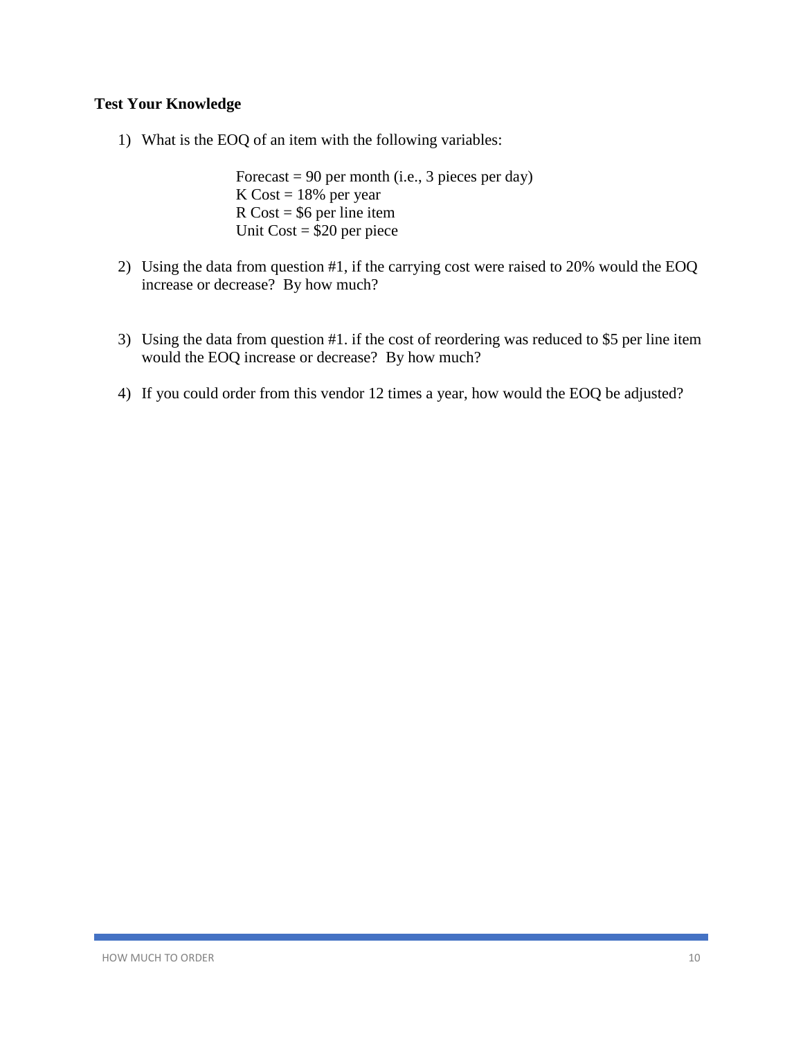**Test Your Knowledge**

1) What is the EOQ of an item with the following variables:

   Forecast = 90 per month (i.e., 3 pieces per day)
   K Cost = 18% per year
   R Cost = $6 per line item
   Unit Cost = $20 per piece

2) Using the data from question #1, if the carrying cost were raised to 20% would the EOQ increase or decrease? By how much?

3) Using the data from question #1. if the cost of reordering was reduced to $5 per line item would the EOQ increase or decrease? By how much?

4) If you could order from this vendor 12 times a year, how would the EOQ be adjusted?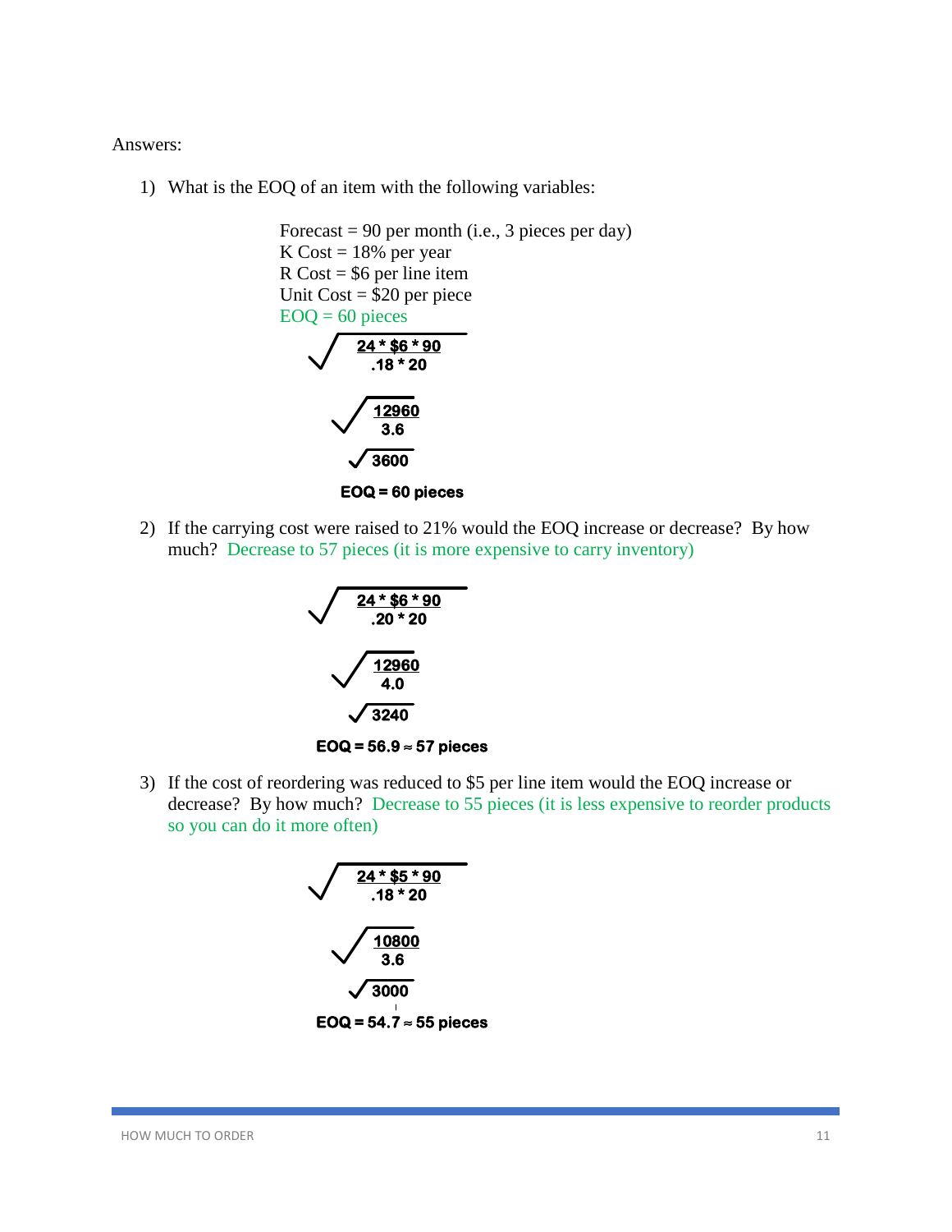Answers:

1) What is the EOQ of an item with the following variables:

Forecast = 90 per month (i.e., 3 pieces per day)
K Cost = 18% per year
R Cost = $6 per line item
Unit Cost = $20 per piece
EOQ = 60 pieces

$$\sqrt{\frac{24 * \$6 * 90}{.18 * 20}}$$

$$\sqrt{\frac{12960}{3.6}}$$

$$\sqrt{3600}$$

**EOQ = 60 pieces**

2) If the carrying cost were raised to 21% would the EOQ increase or decrease? By how much? Decrease to 57 pieces (it is more expensive to carry inventory)

$$\sqrt{\frac{24 * \$6 * 90}{.20 * 20}}$$

$$\sqrt{\frac{12960}{4.0}}$$

$$\sqrt{3240}$$

**EOQ = 56.9 ≈ 57 pieces**

3) If the cost of reordering was reduced to $5 per line item would the EOQ increase or decrease? By how much? Decrease to 55 pieces (it is less expensive to reorder products so you can do it more often)

$$\sqrt{\frac{24 * \$5 * 90}{.18 * 20}}$$

$$\sqrt{\frac{10800}{3.6}}$$

$$\sqrt{3000}$$

**EOQ = 54.7 ≈ 55 pieces**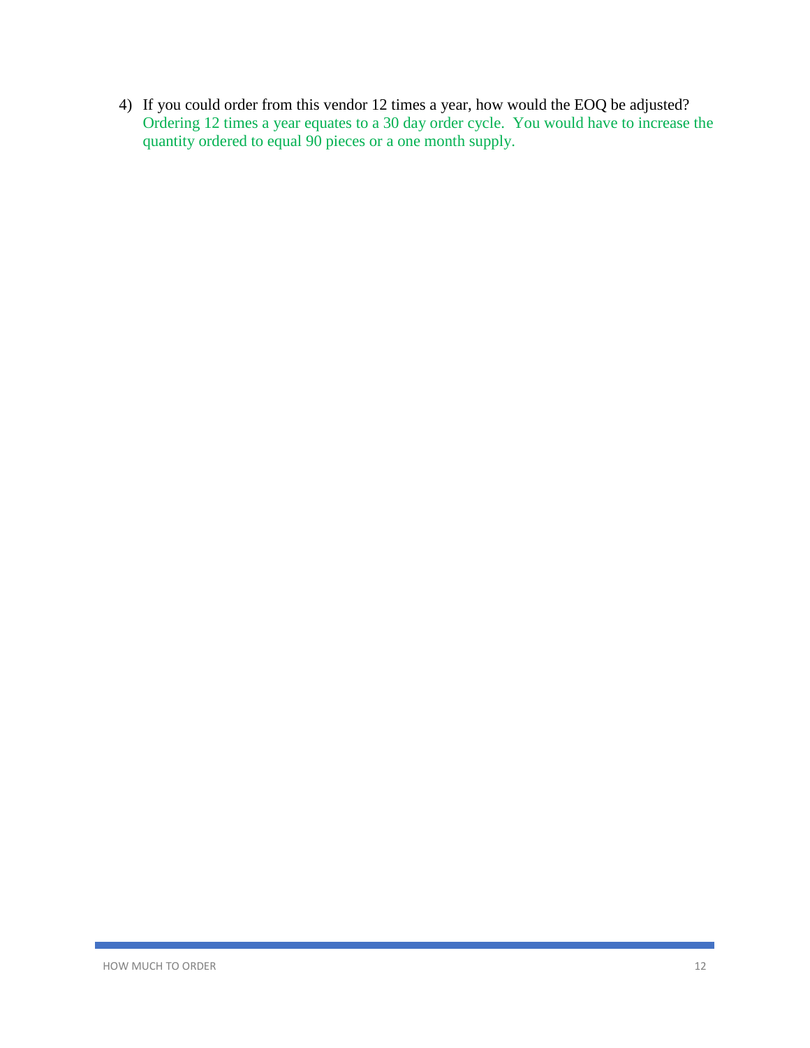4) If you could order from this vendor 12 times a year, how would the EOQ be adjusted?
   Ordering 12 times a year equates to a 30 day order cycle. You would have to increase the quantity ordered to equal 90 pieces or a one month supply.